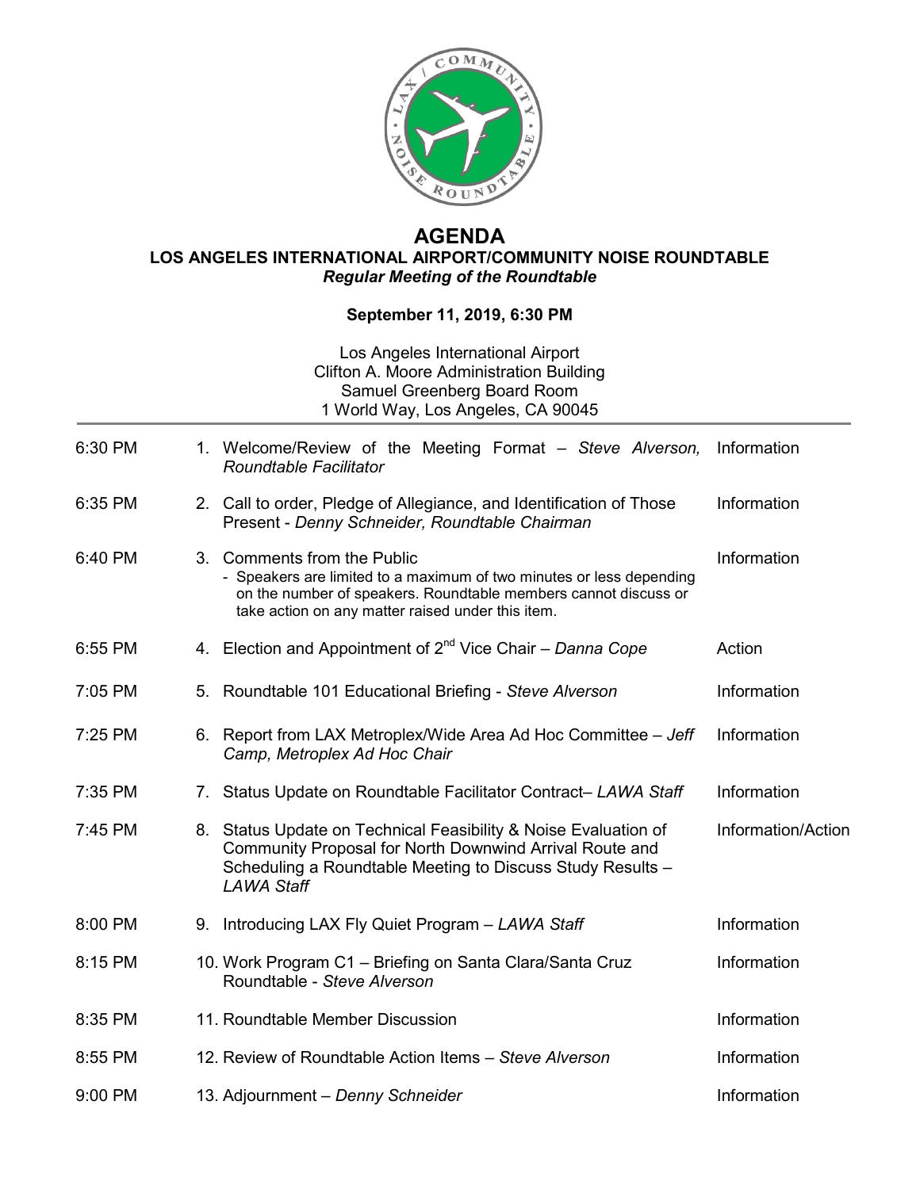# AGENDA

## LOS ANGELES INTERNATIONAL AIRPORT/COMMUNITY NOISE ROUNDTABLE

*Regular Meeting of the Roundtable*

**September 11, 2019, 6:30 PM**

Los Angeles International Airport
Clifton A. Moore Administration Building
Samuel Greenberg Board Room
1 World Way, Los Angeles, CA 90045

| Time | Item | Type |
|---|---|---|
| 6:30 PM | 1. Welcome/Review of the Meeting Format – *Steve Alverson, Roundtable Facilitator* | Information |
| 6:35 PM | 2. Call to order, Pledge of Allegiance, and Identification of Those Present - *Denny Schneider, Roundtable Chairman* | Information |
| 6:40 PM | 3. Comments from the Public<br>- Speakers are limited to a maximum of two minutes or less depending on the number of speakers. Roundtable members cannot discuss or take action on any matter raised under this item. | Information |
| 6:55 PM | 4. Election and Appointment of 2nd Vice Chair – *Danna Cope* | Action |
| 7:05 PM | 5. Roundtable 101 Educational Briefing - *Steve Alverson* | Information |
| 7:25 PM | 6. Report from LAX Metroplex/Wide Area Ad Hoc Committee – *Jeff Camp, Metroplex Ad Hoc Chair* | Information |
| 7:35 PM | 7. Status Update on Roundtable Facilitator Contract– *LAWA Staff* | Information |
| 7:45 PM | 8. Status Update on Technical Feasibility & Noise Evaluation of Community Proposal for North Downwind Arrival Route and Scheduling a Roundtable Meeting to Discuss Study Results – *LAWA Staff* | Information/Action |
| 8:00 PM | 9. Introducing LAX Fly Quiet Program – *LAWA Staff* | Information |
| 8:15 PM | 10. Work Program C1 – Briefing on Santa Clara/Santa Cruz Roundtable - *Steve Alverson* | Information |
| 8:35 PM | 11. Roundtable Member Discussion | Information |
| 8:55 PM | 12. Review of Roundtable Action Items – *Steve Alverson* | Information |
| 9:00 PM | 13. Adjournment – *Denny Schneider* | Information |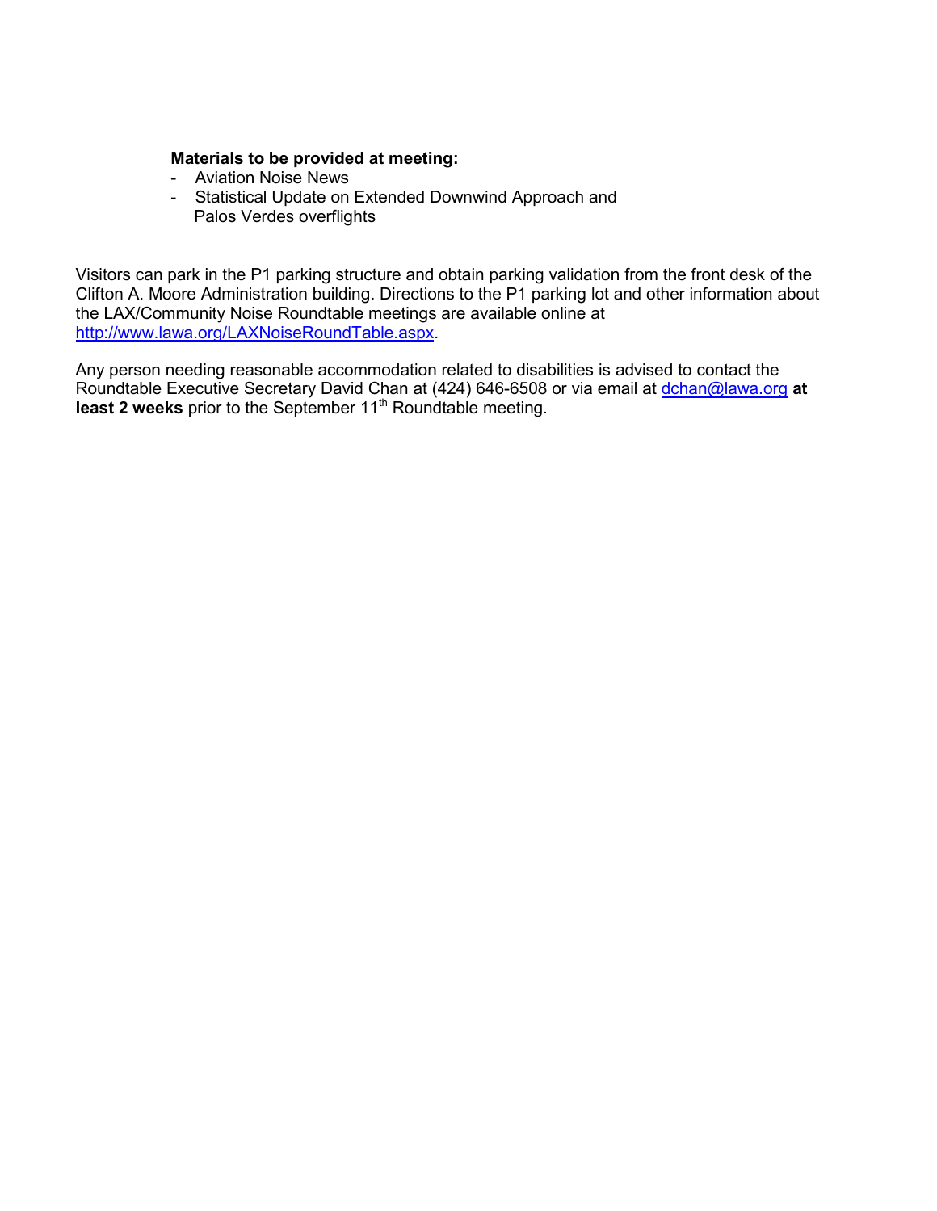**Materials to be provided at meeting:**

- Aviation Noise News
- Statistical Update on Extended Downwind Approach and Palos Verdes overflights

Visitors can park in the P1 parking structure and obtain parking validation from the front desk of the Clifton A. Moore Administration building. Directions to the P1 parking lot and other information about the LAX/Community Noise Roundtable meetings are available online at http://www.lawa.org/LAXNoiseRoundTable.aspx.

Any person needing reasonable accommodation related to disabilities is advised to contact the Roundtable Executive Secretary David Chan at (424) 646-6508 or via email at dchan@lawa.org **at least 2 weeks** prior to the September 11th Roundtable meeting.